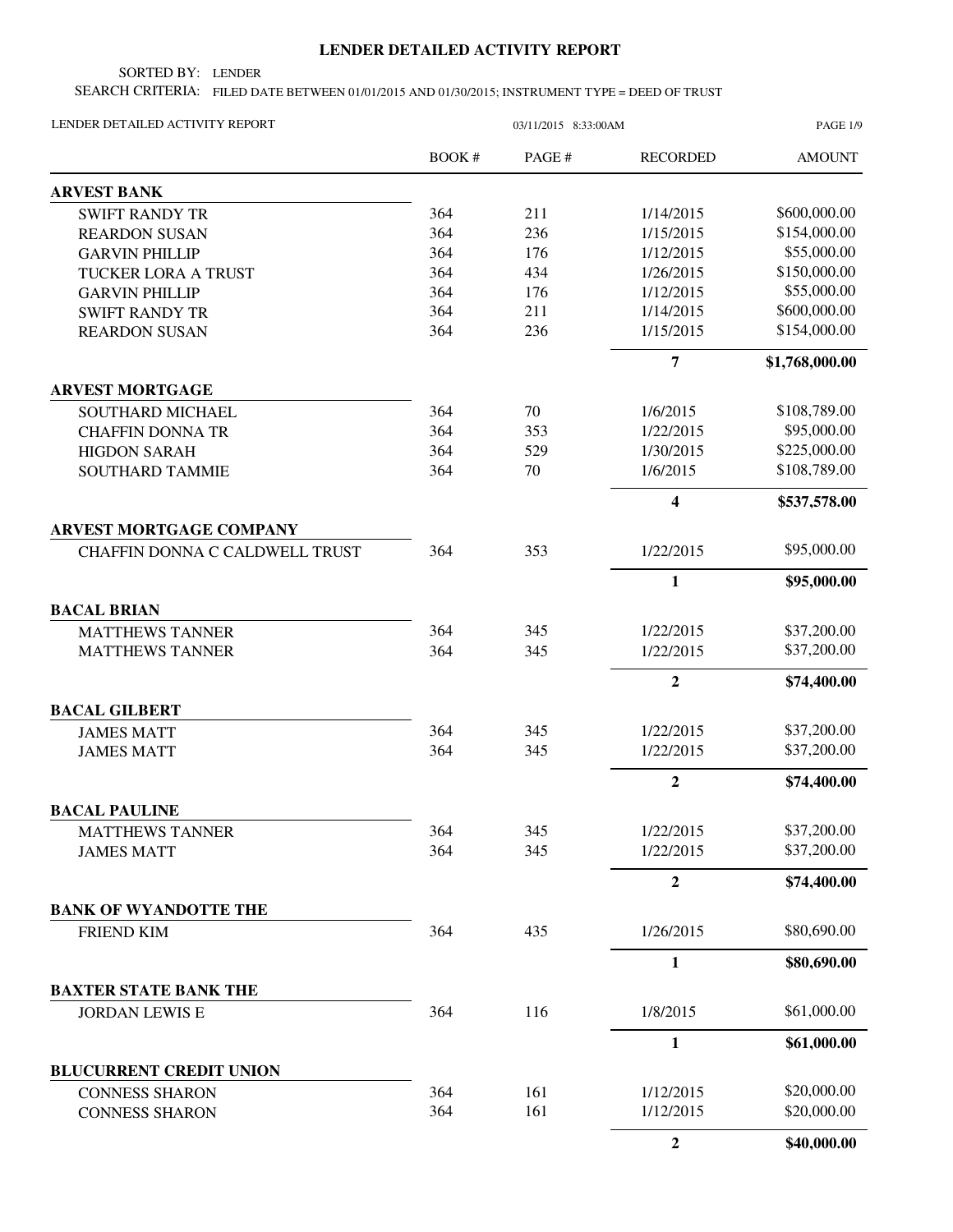# LENDER DETAILED ACTIVITY REPORT

SORTED BY: LENDER

SEARCH CRITERIA: FILED DATE BETWEEN 01/01/2015 AND 01/30/2015; INSTRUMENT TYPE = DEED OF TRUST

LENDER DETAILED ACTIVITY REPORT 03/11/2015 8:33:00AM

| | BOOK # | PAGE # | RECORDED | AMOUNT |
|---|---|---|---|---|
| **ARVEST BANK** | | | | |
| SWIFT RANDY TR | 364 | 211 | 1/14/2015 | $600,000.00 |
| REARDON SUSAN | 364 | 236 | 1/15/2015 | $154,000.00 |
| GARVIN PHILLIP | 364 | 176 | 1/12/2015 | $55,000.00 |
| TUCKER LORA A TRUST | 364 | 434 | 1/26/2015 | $150,000.00 |
| GARVIN PHILLIP | 364 | 176 | 1/12/2015 | $55,000.00 |
| SWIFT RANDY TR | 364 | 211 | 1/14/2015 | $600,000.00 |
| REARDON SUSAN | 364 | 236 | 1/15/2015 | $154,000.00 |
| | | | **7** | **$1,768,000.00** |
| **ARVEST MORTGAGE** | | | | |
| SOUTHARD MICHAEL | 364 | 70 | 1/6/2015 | $108,789.00 |
| CHAFFIN DONNA TR | 364 | 353 | 1/22/2015 | $95,000.00 |
| HIGDON SARAH | 364 | 529 | 1/30/2015 | $225,000.00 |
| SOUTHARD TAMMIE | 364 | 70 | 1/6/2015 | $108,789.00 |
| | | | **4** | **$537,578.00** |
| **ARVEST MORTGAGE COMPANY** | | | | |
| CHAFFIN DONNA C CALDWELL TRUST | 364 | 353 | 1/22/2015 | $95,000.00 |
| | | | **1** | **$95,000.00** |
| **BACAL BRIAN** | | | | |
| MATTHEWS TANNER | 364 | 345 | 1/22/2015 | $37,200.00 |
| MATTHEWS TANNER | 364 | 345 | 1/22/2015 | $37,200.00 |
| | | | **2** | **$74,400.00** |
| **BACAL GILBERT** | | | | |
| JAMES MATT | 364 | 345 | 1/22/2015 | $37,200.00 |
| JAMES MATT | 364 | 345 | 1/22/2015 | $37,200.00 |
| | | | **2** | **$74,400.00** |
| **BACAL PAULINE** | | | | |
| MATTHEWS TANNER | 364 | 345 | 1/22/2015 | $37,200.00 |
| JAMES MATT | 364 | 345 | 1/22/2015 | $37,200.00 |
| | | | **2** | **$74,400.00** |
| **BANK OF WYANDOTTE THE** | | | | |
| FRIEND KIM | 364 | 435 | 1/26/2015 | $80,690.00 |
| | | | **1** | **$80,690.00** |
| **BAXTER STATE BANK THE** | | | | |
| JORDAN LEWIS E | 364 | 116 | 1/8/2015 | $61,000.00 |
| | | | **1** | **$61,000.00** |
| **BLUCURRENT CREDIT UNION** | | | | |
| CONNESS SHARON | 364 | 161 | 1/12/2015 | $20,000.00 |
| CONNESS SHARON | 364 | 161 | 1/12/2015 | $20,000.00 |
| | | | **2** | **$40,000.00** |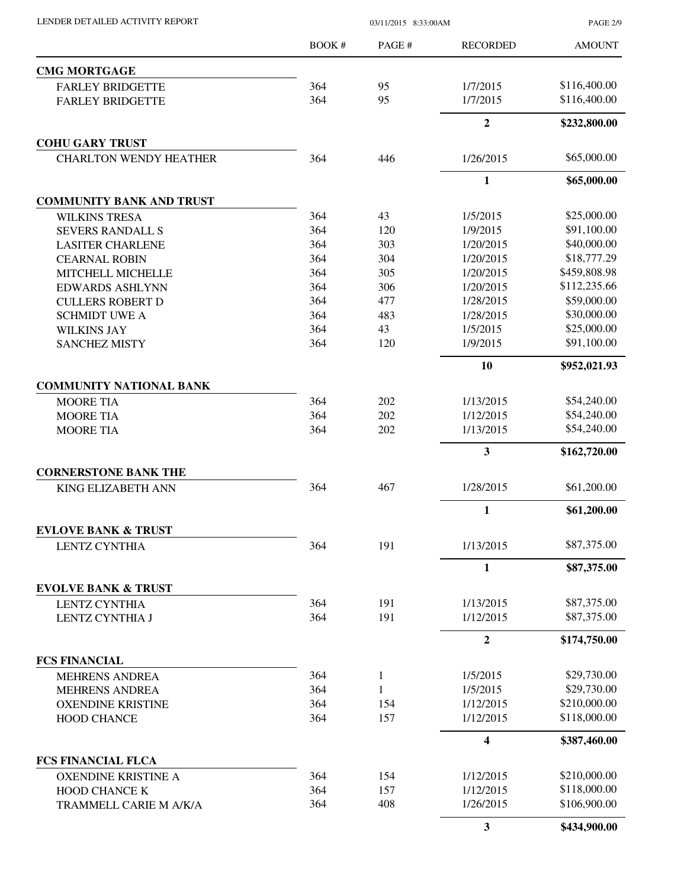| | BOOK # | PAGE # | RECORDED | AMOUNT |
|---|---|---|---|---|
| **CMG MORTGAGE** | | | | |
| FARLEY BRIDGETTE | 364 | 95 | 1/7/2015 | $116,400.00 |
| FARLEY BRIDGETTE | 364 | 95 | 1/7/2015 | $116,400.00 |
| | | | **2** | **$232,800.00** |
| **COHU GARY TRUST** | | | | |
| CHARLTON WENDY HEATHER | 364 | 446 | 1/26/2015 | $65,000.00 |
| | | | **1** | **$65,000.00** |
| **COMMUNITY BANK AND TRUST** | | | | |
| WILKINS TRESA | 364 | 43 | 1/5/2015 | $25,000.00 |
| SEVERS RANDALL S | 364 | 120 | 1/9/2015 | $91,100.00 |
| LASITER CHARLENE | 364 | 303 | 1/20/2015 | $40,000.00 |
| CEARNAL ROBIN | 364 | 304 | 1/20/2015 | $18,777.29 |
| MITCHELL MICHELLE | 364 | 305 | 1/20/2015 | $459,808.98 |
| EDWARDS ASHLYNN | 364 | 306 | 1/20/2015 | $112,235.66 |
| CULLERS ROBERT D | 364 | 477 | 1/28/2015 | $59,000.00 |
| SCHMIDT UWE A | 364 | 483 | 1/28/2015 | $30,000.00 |
| WILKINS JAY | 364 | 43 | 1/5/2015 | $25,000.00 |
| SANCHEZ MISTY | 364 | 120 | 1/9/2015 | $91,100.00 |
| | | | **10** | **$952,021.93** |
| **COMMUNITY NATIONAL BANK** | | | | |
| MOORE TIA | 364 | 202 | 1/13/2015 | $54,240.00 |
| MOORE TIA | 364 | 202 | 1/12/2015 | $54,240.00 |
| MOORE TIA | 364 | 202 | 1/13/2015 | $54,240.00 |
| | | | **3** | **$162,720.00** |
| **CORNERSTONE BANK THE** | | | | |
| KING ELIZABETH ANN | 364 | 467 | 1/28/2015 | $61,200.00 |
| | | | **1** | **$61,200.00** |
| **EVLOVE BANK & TRUST** | | | | |
| LENTZ CYNTHIA | 364 | 191 | 1/13/2015 | $87,375.00 |
| | | | **1** | **$87,375.00** |
| **EVOLVE BANK & TRUST** | | | | |
| LENTZ CYNTHIA | 364 | 191 | 1/13/2015 | $87,375.00 |
| LENTZ CYNTHIA J | 364 | 191 | 1/12/2015 | $87,375.00 |
| | | | **2** | **$174,750.00** |
| **FCS FINANCIAL** | | | | |
| MEHRENS ANDREA | 364 | 1 | 1/5/2015 | $29,730.00 |
| MEHRENS ANDREA | 364 | 1 | 1/5/2015 | $29,730.00 |
| OXENDINE KRISTINE | 364 | 154 | 1/12/2015 | $210,000.00 |
| HOOD CHANCE | 364 | 157 | 1/12/2015 | $118,000.00 |
| | | | **4** | **$387,460.00** |
| **FCS FINANCIAL FLCA** | | | | |
| OXENDINE KRISTINE A | 364 | 154 | 1/12/2015 | $210,000.00 |
| HOOD CHANCE K | 364 | 157 | 1/12/2015 | $118,000.00 |
| TRAMMELL CARIE M A/K/A | 364 | 408 | 1/26/2015 | $106,900.00 |
| | | | **3** | **$434,900.00** |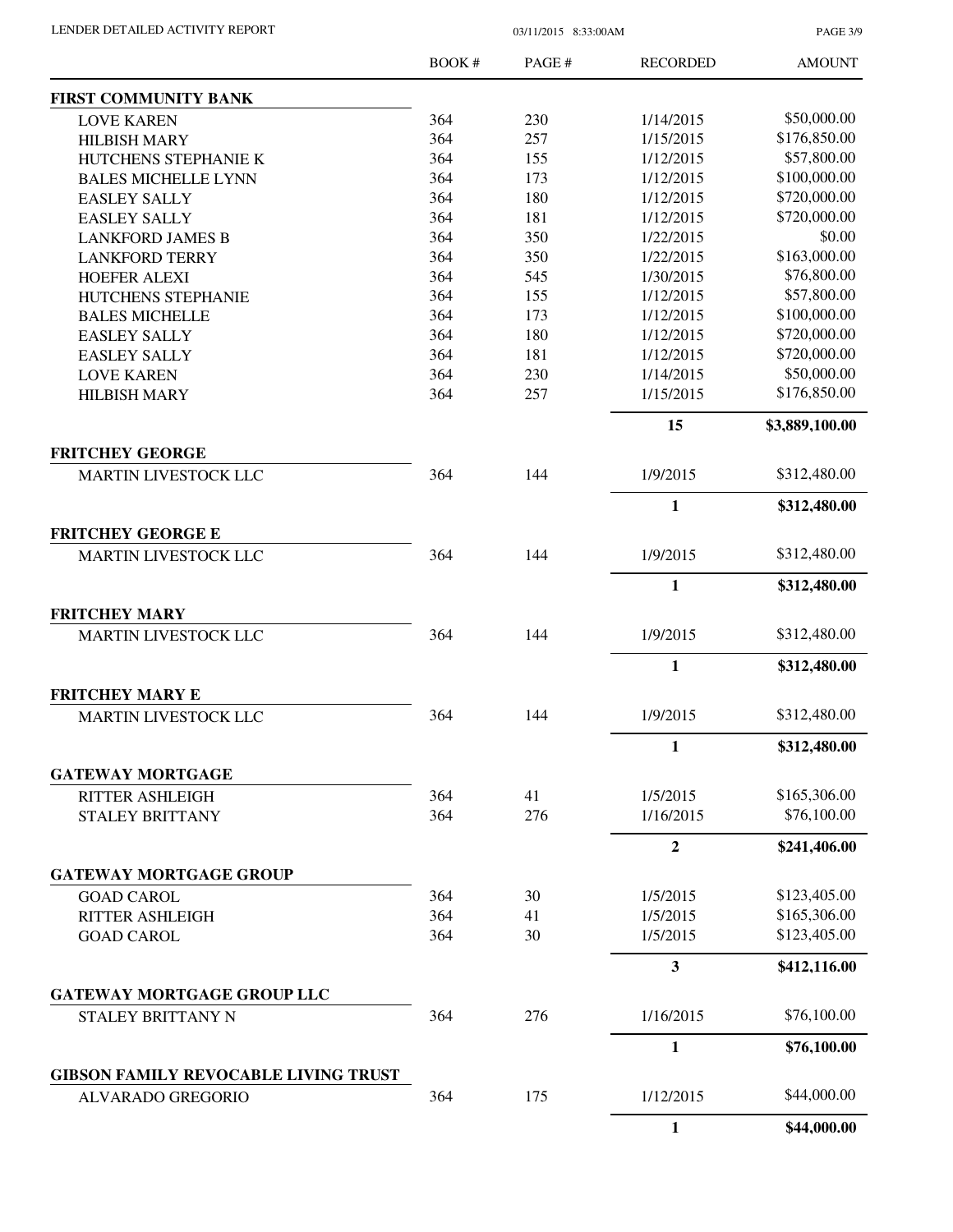| | BOOK # | PAGE # | RECORDED | AMOUNT |
|---|---|---|---|---|
| **FIRST COMMUNITY BANK** | | | | |
| LOVE KAREN | 364 | 230 | 1/14/2015 | $50,000.00 |
| HILBISH MARY | 364 | 257 | 1/15/2015 | $176,850.00 |
| HUTCHENS STEPHANIE K | 364 | 155 | 1/12/2015 | $57,800.00 |
| BALES MICHELLE LYNN | 364 | 173 | 1/12/2015 | $100,000.00 |
| EASLEY SALLY | 364 | 180 | 1/12/2015 | $720,000.00 |
| EASLEY SALLY | 364 | 181 | 1/12/2015 | $720,000.00 |
| LANKFORD JAMES B | 364 | 350 | 1/22/2015 | $0.00 |
| LANKFORD TERRY | 364 | 350 | 1/22/2015 | $163,000.00 |
| HOEFER ALEXI | 364 | 545 | 1/30/2015 | $76,800.00 |
| HUTCHENS STEPHANIE | 364 | 155 | 1/12/2015 | $57,800.00 |
| BALES MICHELLE | 364 | 173 | 1/12/2015 | $100,000.00 |
| EASLEY SALLY | 364 | 180 | 1/12/2015 | $720,000.00 |
| EASLEY SALLY | 364 | 181 | 1/12/2015 | $720,000.00 |
| LOVE KAREN | 364 | 230 | 1/14/2015 | $50,000.00 |
| HILBISH MARY | 364 | 257 | 1/15/2015 | $176,850.00 |
| | | | **15** | **$3,889,100.00** |
| **FRITCHEY GEORGE** | | | | |
| MARTIN LIVESTOCK LLC | 364 | 144 | 1/9/2015 | $312,480.00 |
| | | | **1** | **$312,480.00** |
| **FRITCHEY GEORGE E** | | | | |
| MARTIN LIVESTOCK LLC | 364 | 144 | 1/9/2015 | $312,480.00 |
| | | | **1** | **$312,480.00** |
| **FRITCHEY MARY** | | | | |
| MARTIN LIVESTOCK LLC | 364 | 144 | 1/9/2015 | $312,480.00 |
| | | | **1** | **$312,480.00** |
| **FRITCHEY MARY E** | | | | |
| MARTIN LIVESTOCK LLC | 364 | 144 | 1/9/2015 | $312,480.00 |
| | | | **1** | **$312,480.00** |
| **GATEWAY MORTGAGE** | | | | |
| RITTER ASHLEIGH | 364 | 41 | 1/5/2015 | $165,306.00 |
| STALEY BRITTANY | 364 | 276 | 1/16/2015 | $76,100.00 |
| | | | **2** | **$241,406.00** |
| **GATEWAY MORTGAGE GROUP** | | | | |
| GOAD CAROL | 364 | 30 | 1/5/2015 | $123,405.00 |
| RITTER ASHLEIGH | 364 | 41 | 1/5/2015 | $165,306.00 |
| GOAD CAROL | 364 | 30 | 1/5/2015 | $123,405.00 |
| | | | **3** | **$412,116.00** |
| **GATEWAY MORTGAGE GROUP LLC** | | | | |
| STALEY BRITTANY N | 364 | 276 | 1/16/2015 | $76,100.00 |
| | | | **1** | **$76,100.00** |
| **GIBSON FAMILY REVOCABLE LIVING TRUST** | | | | |
| ALVARADO GREGORIO | 364 | 175 | 1/12/2015 | $44,000.00 |
| | | | **1** | **$44,000.00** |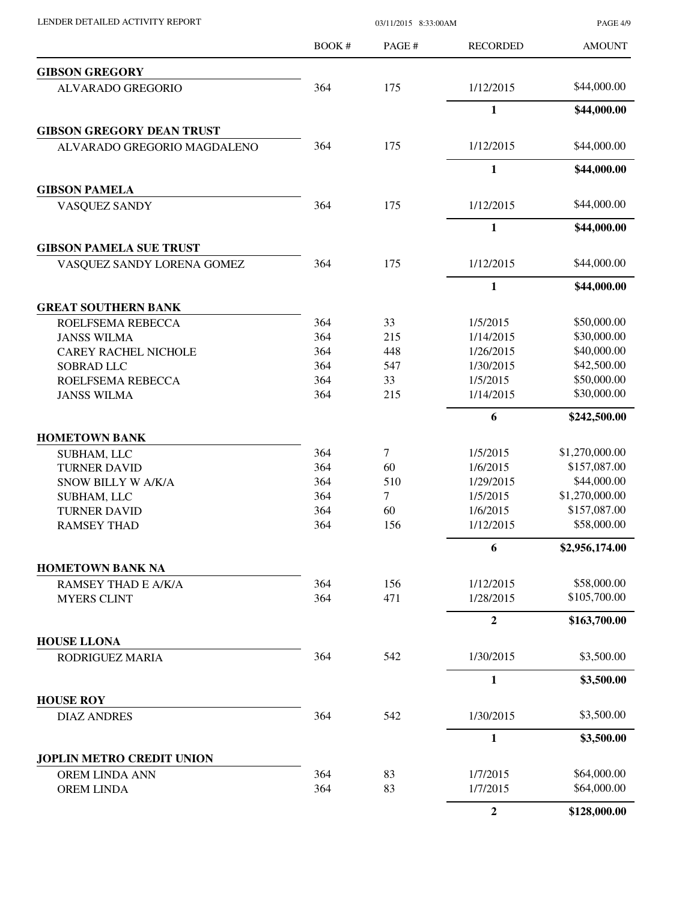| | BOOK # | PAGE # | RECORDED | AMOUNT |
|---|---|---|---|---|
| **GIBSON GREGORY** | | | | |
| ALVARADO GREGORIO | 364 | 175 | 1/12/2015 | $44,000.00 |
| | | | **1** | **$44,000.00** |
| **GIBSON GREGORY DEAN TRUST** | | | | |
| ALVARADO GREGORIO MAGDALENO | 364 | 175 | 1/12/2015 | $44,000.00 |
| | | | **1** | **$44,000.00** |
| **GIBSON PAMELA** | | | | |
| VASQUEZ SANDY | 364 | 175 | 1/12/2015 | $44,000.00 |
| | | | **1** | **$44,000.00** |
| **GIBSON PAMELA SUE TRUST** | | | | |
| VASQUEZ SANDY LORENA GOMEZ | 364 | 175 | 1/12/2015 | $44,000.00 |
| | | | **1** | **$44,000.00** |
| **GREAT SOUTHERN BANK** | | | | |
| ROELFSEMA REBECCA | 364 | 33 | 1/5/2015 | $50,000.00 |
| JANSS WILMA | 364 | 215 | 1/14/2015 | $30,000.00 |
| CAREY RACHEL NICHOLE | 364 | 448 | 1/26/2015 | $40,000.00 |
| SOBRAD LLC | 364 | 547 | 1/30/2015 | $42,500.00 |
| ROELFSEMA REBECCA | 364 | 33 | 1/5/2015 | $50,000.00 |
| JANSS WILMA | 364 | 215 | 1/14/2015 | $30,000.00 |
| | | | **6** | **$242,500.00** |
| **HOMETOWN BANK** | | | | |
| SUBHAM, LLC | 364 | 7 | 1/5/2015 | $1,270,000.00 |
| TURNER DAVID | 364 | 60 | 1/6/2015 | $157,087.00 |
| SNOW BILLY W A/K/A | 364 | 510 | 1/29/2015 | $44,000.00 |
| SUBHAM, LLC | 364 | 7 | 1/5/2015 | $1,270,000.00 |
| TURNER DAVID | 364 | 60 | 1/6/2015 | $157,087.00 |
| RAMSEY THAD | 364 | 156 | 1/12/2015 | $58,000.00 |
| | | | **6** | **$2,956,174.00** |
| **HOMETOWN BANK NA** | | | | |
| RAMSEY THAD E A/K/A | 364 | 156 | 1/12/2015 | $58,000.00 |
| MYERS CLINT | 364 | 471 | 1/28/2015 | $105,700.00 |
| | | | **2** | **$163,700.00** |
| **HOUSE LLONA** | | | | |
| RODRIGUEZ MARIA | 364 | 542 | 1/30/2015 | $3,500.00 |
| | | | **1** | **$3,500.00** |
| **HOUSE ROY** | | | | |
| DIAZ ANDRES | 364 | 542 | 1/30/2015 | $3,500.00 |
| | | | **1** | **$3,500.00** |
| **JOPLIN METRO CREDIT UNION** | | | | |
| OREM LINDA ANN | 364 | 83 | 1/7/2015 | $64,000.00 |
| OREM LINDA | 364 | 83 | 1/7/2015 | $64,000.00 |
| | | | **2** | **$128,000.00** |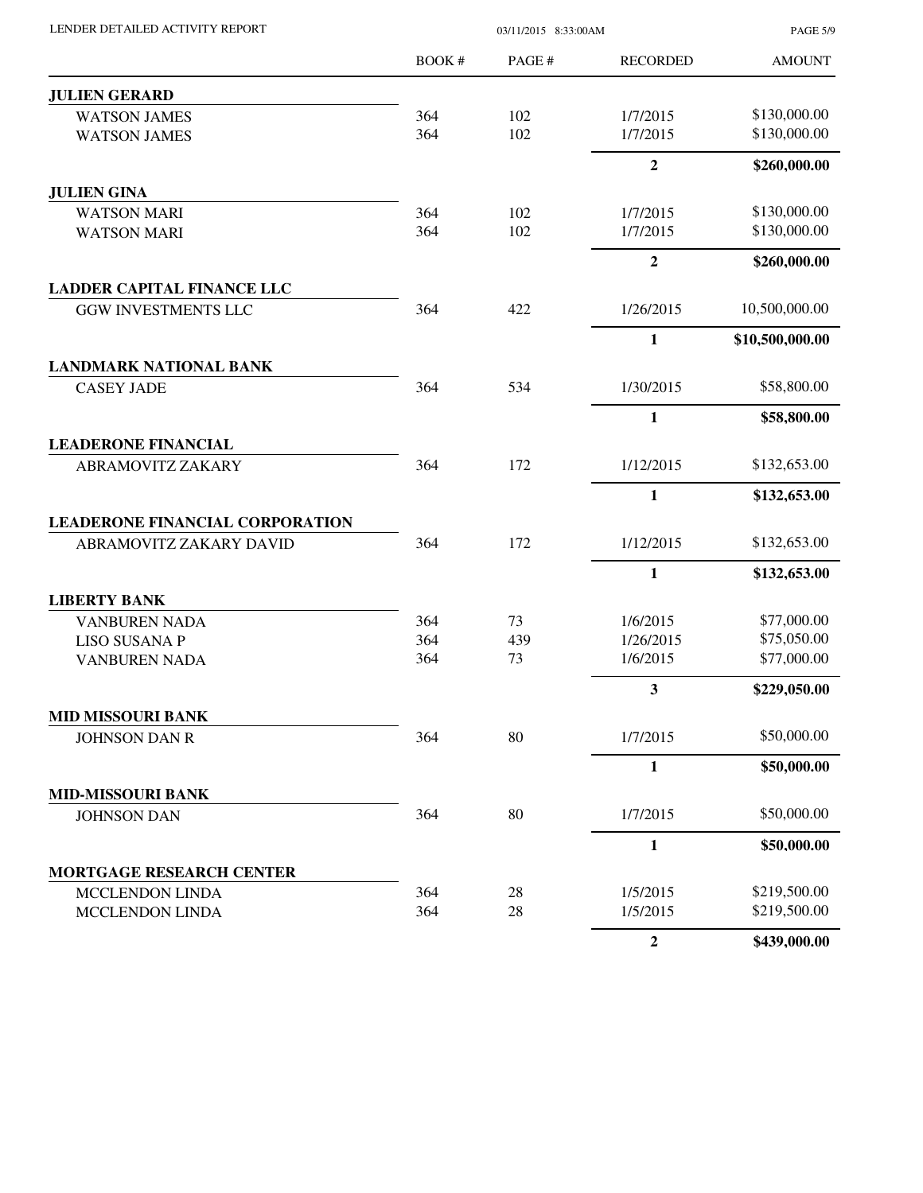| | BOOK # | PAGE # | RECORDED | AMOUNT |
|---|---|---|---|---|
| **JULIEN GERARD** | | | | |
| WATSON JAMES | 364 | 102 | 1/7/2015 | $130,000.00 |
| WATSON JAMES | 364 | 102 | 1/7/2015 | $130,000.00 |
| | | | **2** | **$260,000.00** |
| **JULIEN GINA** | | | | |
| WATSON MARI | 364 | 102 | 1/7/2015 | $130,000.00 |
| WATSON MARI | 364 | 102 | 1/7/2015 | $130,000.00 |
| | | | **2** | **$260,000.00** |
| **LADDER CAPITAL FINANCE LLC** | | | | |
| GGW INVESTMENTS LLC | 364 | 422 | 1/26/2015 | 10,500,000.00 |
| | | | **1** | **$10,500,000.00** |
| **LANDMARK NATIONAL BANK** | | | | |
| CASEY JADE | 364 | 534 | 1/30/2015 | $58,800.00 |
| | | | **1** | **$58,800.00** |
| **LEADERONE FINANCIAL** | | | | |
| ABRAMOVITZ ZAKARY | 364 | 172 | 1/12/2015 | $132,653.00 |
| | | | **1** | **$132,653.00** |
| **LEADERONE FINANCIAL CORPORATION** | | | | |
| ABRAMOVITZ ZAKARY DAVID | 364 | 172 | 1/12/2015 | $132,653.00 |
| | | | **1** | **$132,653.00** |
| **LIBERTY BANK** | | | | |
| VANBUREN NADA | 364 | 73 | 1/6/2015 | $77,000.00 |
| LISO SUSANA P | 364 | 439 | 1/26/2015 | $75,050.00 |
| VANBUREN NADA | 364 | 73 | 1/6/2015 | $77,000.00 |
| | | | **3** | **$229,050.00** |
| **MID MISSOURI BANK** | | | | |
| JOHNSON DAN R | 364 | 80 | 1/7/2015 | $50,000.00 |
| | | | **1** | **$50,000.00** |
| **MID-MISSOURI BANK** | | | | |
| JOHNSON DAN | 364 | 80 | 1/7/2015 | $50,000.00 |
| | | | **1** | **$50,000.00** |
| **MORTGAGE RESEARCH CENTER** | | | | |
| MCCLENDON LINDA | 364 | 28 | 1/5/2015 | $219,500.00 |
| MCCLENDON LINDA | 364 | 28 | 1/5/2015 | $219,500.00 |
| | | | **2** | **$439,000.00** |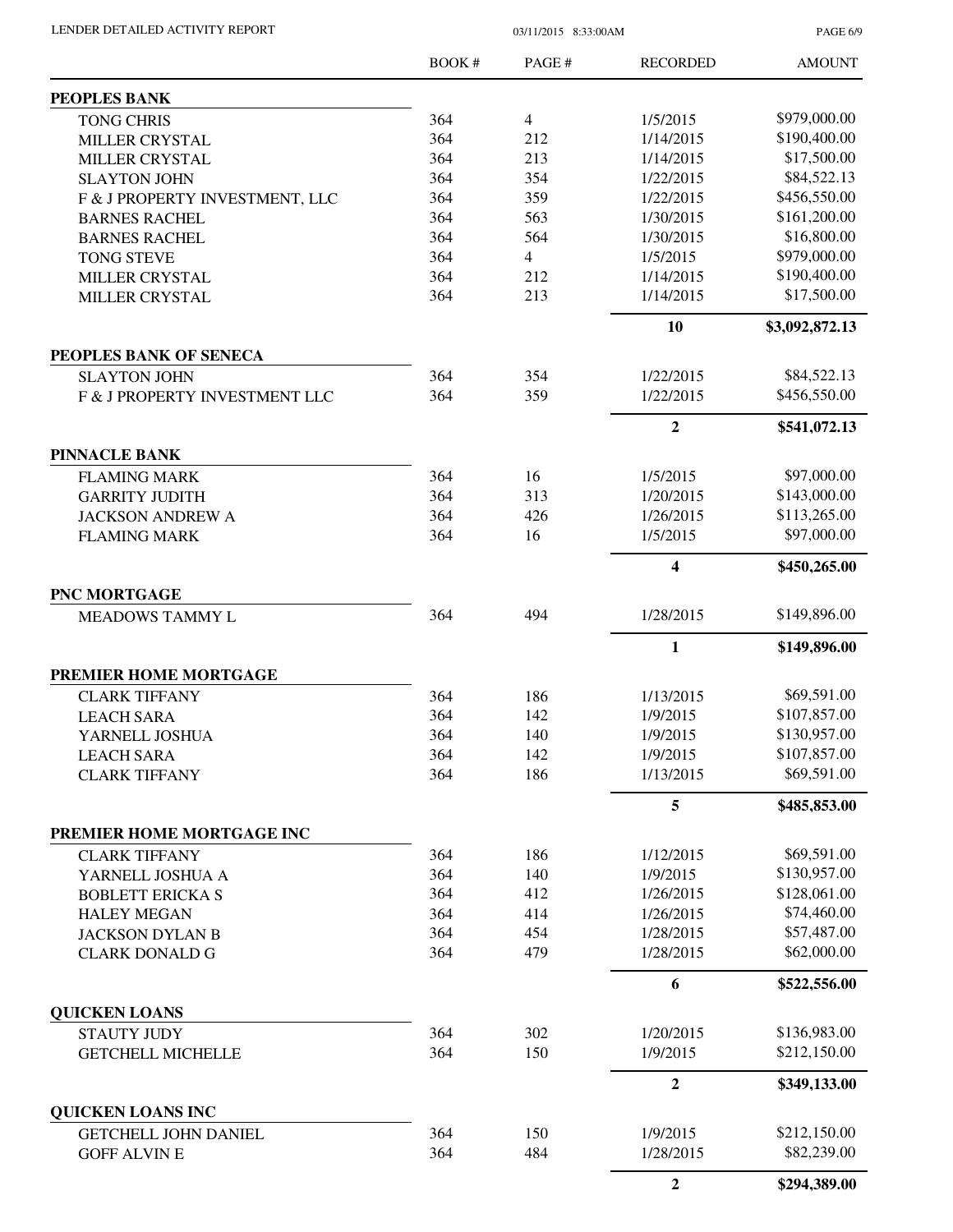| | BOOK # | PAGE # | RECORDED | AMOUNT |
|---|---|---|---|---|
| **PEOPLES BANK** | | | | |
| TONG CHRIS | 364 | 4 | 1/5/2015 | $979,000.00 |
| MILLER CRYSTAL | 364 | 212 | 1/14/2015 | $190,400.00 |
| MILLER CRYSTAL | 364 | 213 | 1/14/2015 | $17,500.00 |
| SLAYTON JOHN | 364 | 354 | 1/22/2015 | $84,522.13 |
| F & J PROPERTY INVESTMENT, LLC | 364 | 359 | 1/22/2015 | $456,550.00 |
| BARNES RACHEL | 364 | 563 | 1/30/2015 | $161,200.00 |
| BARNES RACHEL | 364 | 564 | 1/30/2015 | $16,800.00 |
| TONG STEVE | 364 | 4 | 1/5/2015 | $979,000.00 |
| MILLER CRYSTAL | 364 | 212 | 1/14/2015 | $190,400.00 |
| MILLER CRYSTAL | 364 | 213 | 1/14/2015 | $17,500.00 |
| | | | **10** | **$3,092,872.13** |
| **PEOPLES BANK OF SENECA** | | | | |
| SLAYTON JOHN | 364 | 354 | 1/22/2015 | $84,522.13 |
| F & J PROPERTY INVESTMENT LLC | 364 | 359 | 1/22/2015 | $456,550.00 |
| | | | **2** | **$541,072.13** |
| **PINNACLE BANK** | | | | |
| FLAMING MARK | 364 | 16 | 1/5/2015 | $97,000.00 |
| GARRITY JUDITH | 364 | 313 | 1/20/2015 | $143,000.00 |
| JACKSON ANDREW A | 364 | 426 | 1/26/2015 | $113,265.00 |
| FLAMING MARK | 364 | 16 | 1/5/2015 | $97,000.00 |
| | | | **4** | **$450,265.00** |
| **PNC MORTGAGE** | | | | |
| MEADOWS TAMMY L | 364 | 494 | 1/28/2015 | $149,896.00 |
| | | | **1** | **$149,896.00** |
| **PREMIER HOME MORTGAGE** | | | | |
| CLARK TIFFANY | 364 | 186 | 1/13/2015 | $69,591.00 |
| LEACH SARA | 364 | 142 | 1/9/2015 | $107,857.00 |
| YARNELL JOSHUA | 364 | 140 | 1/9/2015 | $130,957.00 |
| LEACH SARA | 364 | 142 | 1/9/2015 | $107,857.00 |
| CLARK TIFFANY | 364 | 186 | 1/13/2015 | $69,591.00 |
| | | | **5** | **$485,853.00** |
| **PREMIER HOME MORTGAGE INC** | | | | |
| CLARK TIFFANY | 364 | 186 | 1/12/2015 | $69,591.00 |
| YARNELL JOSHUA A | 364 | 140 | 1/9/2015 | $130,957.00 |
| BOBLETT ERICKA S | 364 | 412 | 1/26/2015 | $128,061.00 |
| HALEY MEGAN | 364 | 414 | 1/26/2015 | $74,460.00 |
| JACKSON DYLAN B | 364 | 454 | 1/28/2015 | $57,487.00 |
| CLARK DONALD G | 364 | 479 | 1/28/2015 | $62,000.00 |
| | | | **6** | **$522,556.00** |
| **QUICKEN LOANS** | | | | |
| STAUTY JUDY | 364 | 302 | 1/20/2015 | $136,983.00 |
| GETCHELL MICHELLE | 364 | 150 | 1/9/2015 | $212,150.00 |
| | | | **2** | **$349,133.00** |
| **QUICKEN LOANS INC** | | | | |
| GETCHELL JOHN DANIEL | 364 | 150 | 1/9/2015 | $212,150.00 |
| GOFF ALVIN E | 364 | 484 | 1/28/2015 | $82,239.00 |
| | | | **2** | **$294,389.00** |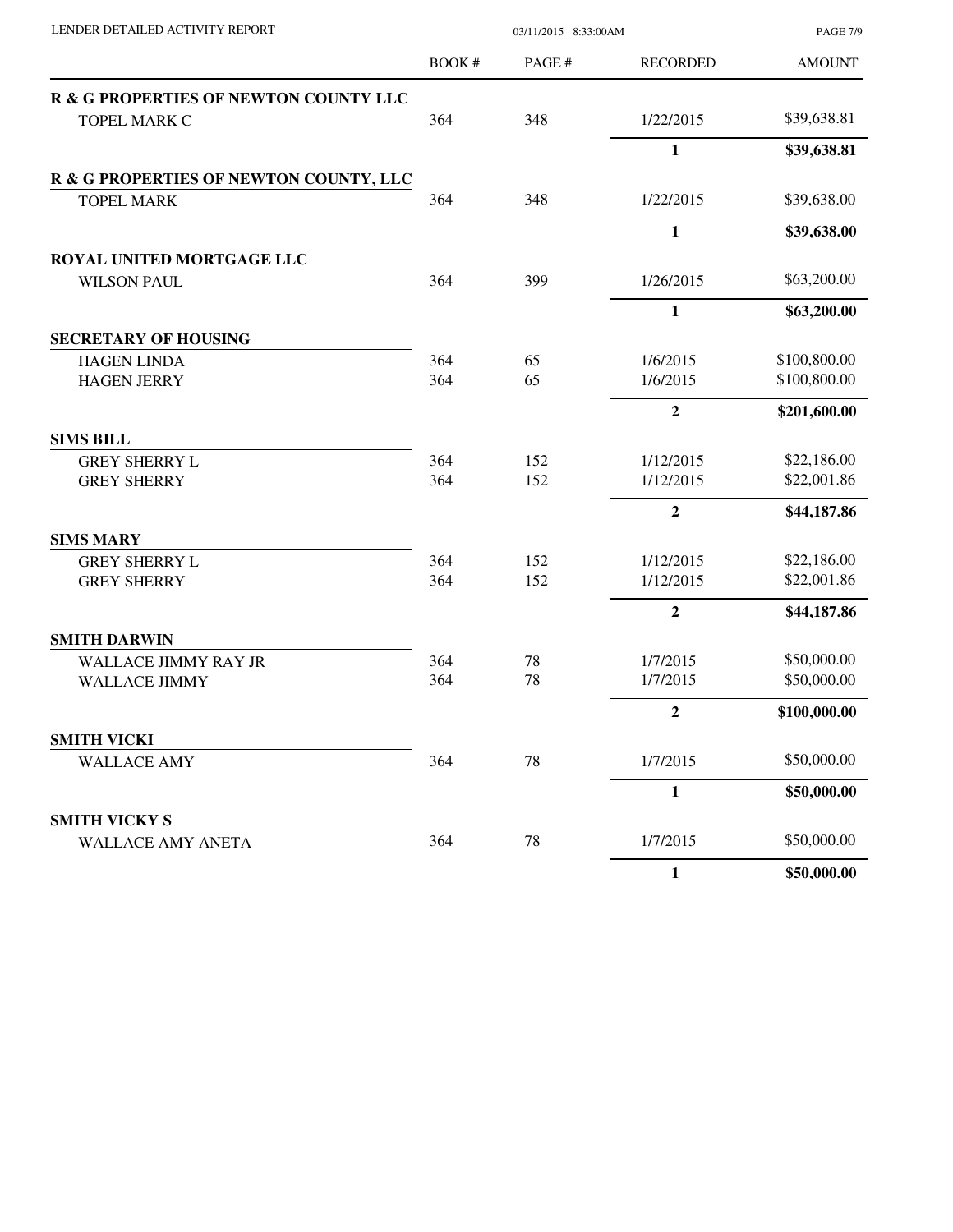# LENDER DETAILED ACTIVITY REPORT

03/11/2015 8:33:00AM

| | BOOK # | PAGE # | RECORDED | AMOUNT |
|---|---|---|---|---|
| **R & G PROPERTIES OF NEWTON COUNTY LLC** | | | | |
| TOPEL MARK C | 364 | 348 | 1/22/2015 | $39,638.81 |
| | | | **1** | **$39,638.81** |
| **R & G PROPERTIES OF NEWTON COUNTY, LLC** | | | | |
| TOPEL MARK | 364 | 348 | 1/22/2015 | $39,638.00 |
| | | | **1** | **$39,638.00** |
| **ROYAL UNITED MORTGAGE LLC** | | | | |
| WILSON PAUL | 364 | 399 | 1/26/2015 | $63,200.00 |
| | | | **1** | **$63,200.00** |
| **SECRETARY OF HOUSING** | | | | |
| HAGEN LINDA | 364 | 65 | 1/6/2015 | $100,800.00 |
| HAGEN JERRY | 364 | 65 | 1/6/2015 | $100,800.00 |
| | | | **2** | **$201,600.00** |
| **SIMS BILL** | | | | |
| GREY SHERRY L | 364 | 152 | 1/12/2015 | $22,186.00 |
| GREY SHERRY | 364 | 152 | 1/12/2015 | $22,001.86 |
| | | | **2** | **$44,187.86** |
| **SIMS MARY** | | | | |
| GREY SHERRY L | 364 | 152 | 1/12/2015 | $22,186.00 |
| GREY SHERRY | 364 | 152 | 1/12/2015 | $22,001.86 |
| | | | **2** | **$44,187.86** |
| **SMITH DARWIN** | | | | |
| WALLACE JIMMY RAY JR | 364 | 78 | 1/7/2015 | $50,000.00 |
| WALLACE JIMMY | 364 | 78 | 1/7/2015 | $50,000.00 |
| | | | **2** | **$100,000.00** |
| **SMITH VICKI** | | | | |
| WALLACE AMY | 364 | 78 | 1/7/2015 | $50,000.00 |
| | | | **1** | **$50,000.00** |
| **SMITH VICKY S** | | | | |
| WALLACE AMY ANETA | 364 | 78 | 1/7/2015 | $50,000.00 |
| | | | **1** | **$50,000.00** |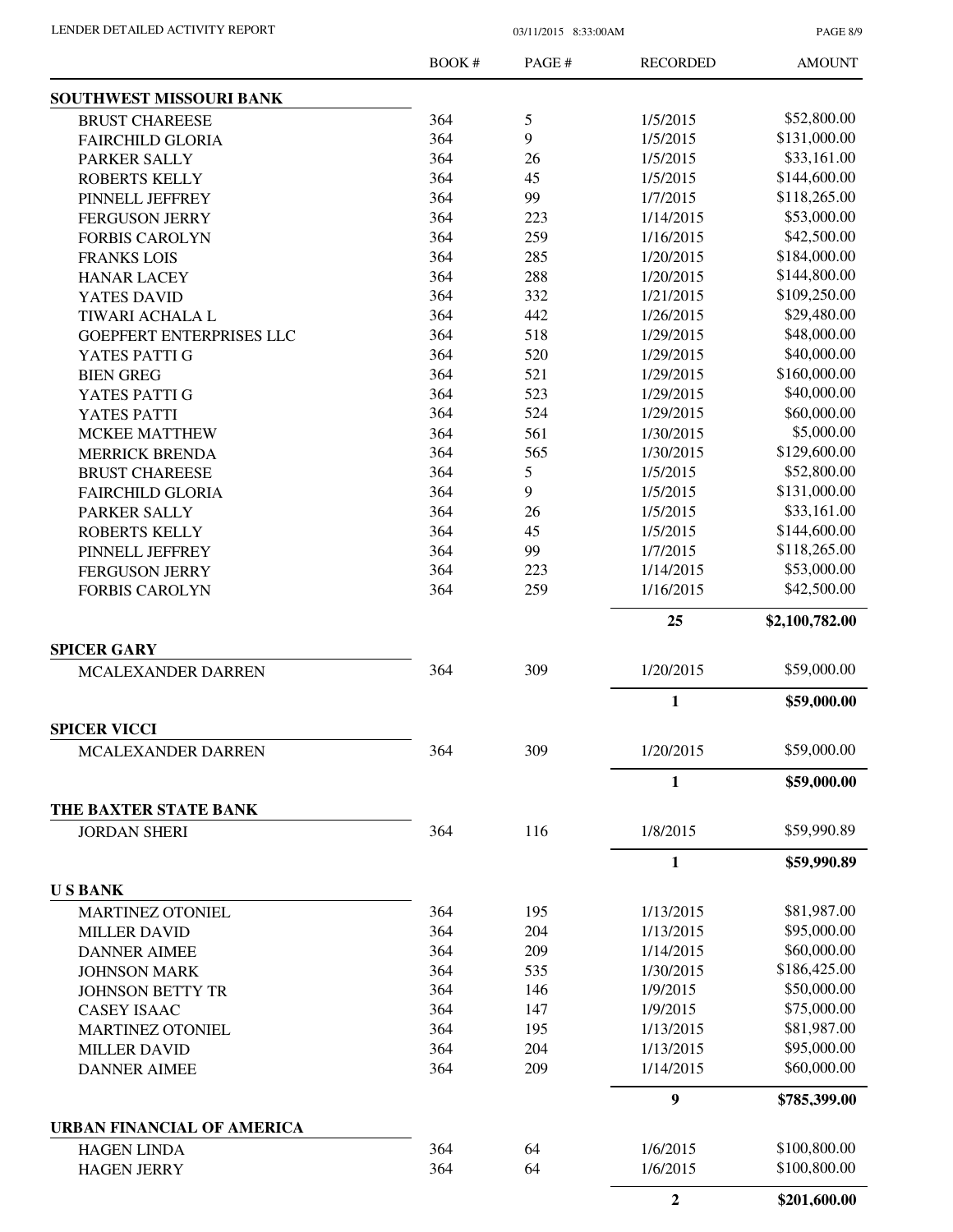| | BOOK # | PAGE # | RECORDED | AMOUNT |
|---|---|---|---|---|
| **SOUTHWEST MISSOURI BANK** | | | | |
| BRUST CHAREESE | 364 | 5 | 1/5/2015 | $52,800.00 |
| FAIRCHILD GLORIA | 364 | 9 | 1/5/2015 | $131,000.00 |
| PARKER SALLY | 364 | 26 | 1/5/2015 | $33,161.00 |
| ROBERTS KELLY | 364 | 45 | 1/5/2015 | $144,600.00 |
| PINNELL JEFFREY | 364 | 99 | 1/7/2015 | $118,265.00 |
| FERGUSON JERRY | 364 | 223 | 1/14/2015 | $53,000.00 |
| FORBIS CAROLYN | 364 | 259 | 1/16/2015 | $42,500.00 |
| FRANKS LOIS | 364 | 285 | 1/20/2015 | $184,000.00 |
| HANAR LACEY | 364 | 288 | 1/20/2015 | $144,800.00 |
| YATES DAVID | 364 | 332 | 1/21/2015 | $109,250.00 |
| TIWARI ACHALA L | 364 | 442 | 1/26/2015 | $29,480.00 |
| GOEPFERT ENTERPRISES LLC | 364 | 518 | 1/29/2015 | $48,000.00 |
| YATES PATTI G | 364 | 520 | 1/29/2015 | $40,000.00 |
| BIEN GREG | 364 | 521 | 1/29/2015 | $160,000.00 |
| YATES PATTI G | 364 | 523 | 1/29/2015 | $40,000.00 |
| YATES PATTI | 364 | 524 | 1/29/2015 | $60,000.00 |
| MCKEE MATTHEW | 364 | 561 | 1/30/2015 | $5,000.00 |
| MERRICK BRENDA | 364 | 565 | 1/30/2015 | $129,600.00 |
| BRUST CHAREESE | 364 | 5 | 1/5/2015 | $52,800.00 |
| FAIRCHILD GLORIA | 364 | 9 | 1/5/2015 | $131,000.00 |
| PARKER SALLY | 364 | 26 | 1/5/2015 | $33,161.00 |
| ROBERTS KELLY | 364 | 45 | 1/5/2015 | $144,600.00 |
| PINNELL JEFFREY | 364 | 99 | 1/7/2015 | $118,265.00 |
| FERGUSON JERRY | 364 | 223 | 1/14/2015 | $53,000.00 |
| FORBIS CAROLYN | 364 | 259 | 1/16/2015 | $42,500.00 |
| | | | **25** | **$2,100,782.00** |
| **SPICER GARY** | | | | |
| MCALEXANDER DARREN | 364 | 309 | 1/20/2015 | $59,000.00 |
| | | | **1** | **$59,000.00** |
| **SPICER VICCI** | | | | |
| MCALEXANDER DARREN | 364 | 309 | 1/20/2015 | $59,000.00 |
| | | | **1** | **$59,000.00** |
| **THE BAXTER STATE BANK** | | | | |
| JORDAN SHERI | 364 | 116 | 1/8/2015 | $59,990.89 |
| | | | **1** | **$59,990.89** |
| **U S BANK** | | | | |
| MARTINEZ OTONIEL | 364 | 195 | 1/13/2015 | $81,987.00 |
| MILLER DAVID | 364 | 204 | 1/13/2015 | $95,000.00 |
| DANNER AIMEE | 364 | 209 | 1/14/2015 | $60,000.00 |
| JOHNSON MARK | 364 | 535 | 1/30/2015 | $186,425.00 |
| JOHNSON BETTY TR | 364 | 146 | 1/9/2015 | $50,000.00 |
| CASEY ISAAC | 364 | 147 | 1/9/2015 | $75,000.00 |
| MARTINEZ OTONIEL | 364 | 195 | 1/13/2015 | $81,987.00 |
| MILLER DAVID | 364 | 204 | 1/13/2015 | $95,000.00 |
| DANNER AIMEE | 364 | 209 | 1/14/2015 | $60,000.00 |
| | | | **9** | **$785,399.00** |
| **URBAN FINANCIAL OF AMERICA** | | | | |
| HAGEN LINDA | 364 | 64 | 1/6/2015 | $100,800.00 |
| HAGEN JERRY | 364 | 64 | 1/6/2015 | $100,800.00 |
| | | | **2** | **$201,600.00** |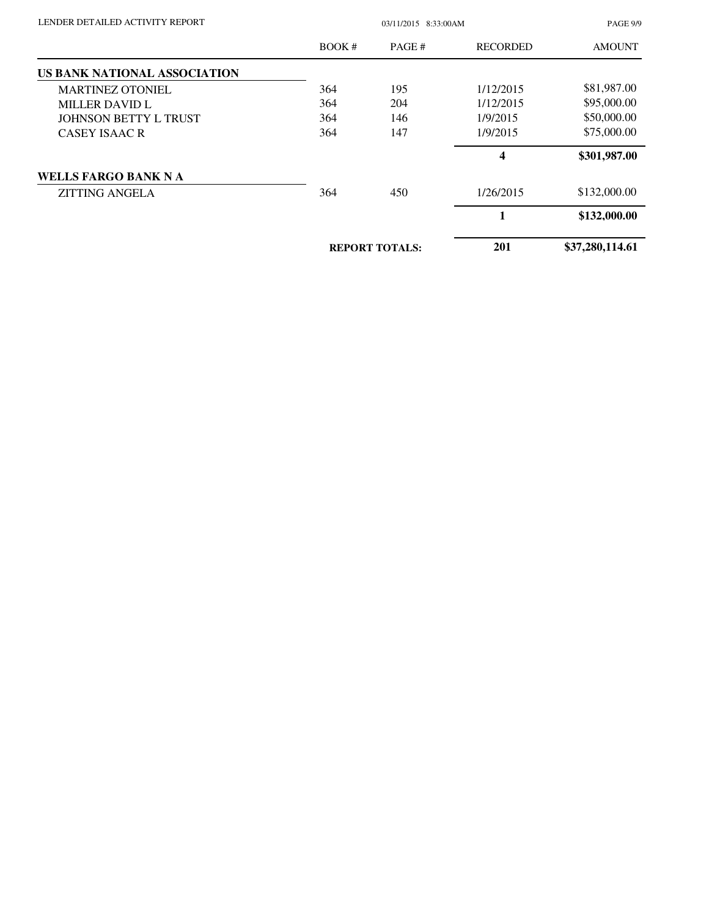| | BOOK # | PAGE # | RECORDED | AMOUNT |
|---|---|---|---|---|
| **US BANK NATIONAL ASSOCIATION** | | | | |
| MARTINEZ OTONIEL | 364 | 195 | 1/12/2015 | $81,987.00 |
| MILLER DAVID L | 364 | 204 | 1/12/2015 | $95,000.00 |
| JOHNSON BETTY L TRUST | 364 | 146 | 1/9/2015 | $50,000.00 |
| CASEY ISAAC R | 364 | 147 | 1/9/2015 | $75,000.00 |
| | | | **4** | **$301,987.00** |
| **WELLS FARGO BANK N A** | | | | |
| ZITTING ANGELA | 364 | 450 | 1/26/2015 | $132,000.00 |
| | | | **1** | **$132,000.00** |
| | **REPORT TOTALS:** | | **201** | **$37,280,114.61** |